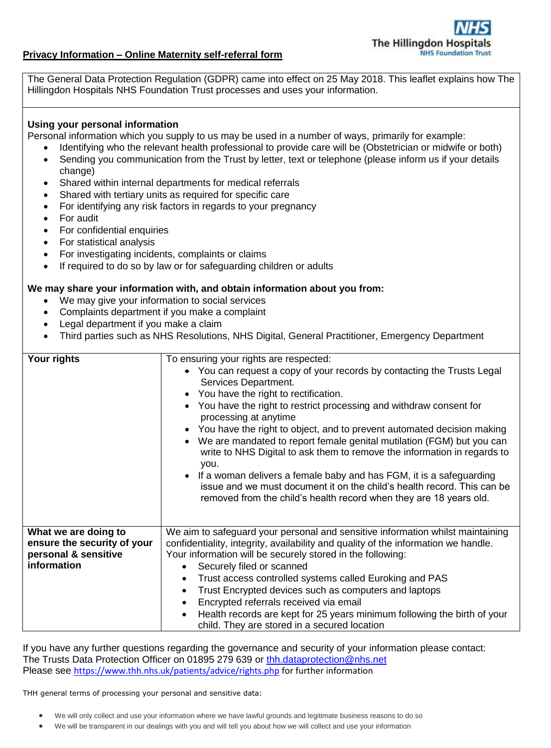**Privacy Information – Online Maternity self-referral form**

The Hillingdon Hospitals NHS Foundation Trust

The General Data Protection Regulation (GDPR) came into effect on 25 May 2018. This leaflet explains how The Hillingdon Hospitals NHS Foundation Trust processes and uses your information.

**Using your personal information**

Personal information which you supply to us may be used in a number of ways, primarily for example:

- Identifying who the relevant health professional to provide care will be (Obstetrician or midwife or both)
- Sending you communication from the Trust by letter, text or telephone (please inform us if your details change)
- Shared within internal departments for medical referrals
- Shared with tertiary units as required for specific care
- For identifying any risk factors in regards to your pregnancy
- For audit
- For confidential enquiries
- For statistical analysis
- For investigating incidents, complaints or claims
- If required to do so by law or for safeguarding children or adults

**We may share your information with, and obtain information about you from:**

- We may give your information to social services
- Complaints department if you make a complaint
- Legal department if you make a claim
- Third parties such as NHS Resolutions, NHS Digital, General Practitioner, Emergency Department

| | |
|---|---|
| **Your rights** | To ensuring your rights are respected:<br>• You can request a copy of your records by contacting the Trusts Legal Services Department.<br>• You have the right to rectification.<br>• You have the right to restrict processing and withdraw consent for processing at anytime<br>• You have the right to object, and to prevent automated decision making<br>• We are mandated to report female genital mutilation (FGM) but you can write to NHS Digital to ask them to remove the information in regards to you.<br>• If a woman delivers a female baby and has FGM, it is a safeguarding issue and we must document it on the child's health record. This can be removed from the child's health record when they are 18 years old. |
| **What we are doing to ensure the security of your personal & sensitive information** | We aim to safeguard your personal and sensitive information whilst maintaining confidentiality, integrity, availability and quality of the information we handle. Your information will be securely stored in the following:<br>• Securely filed or scanned<br>• Trust access controlled systems called Euroking and PAS<br>• Trust Encrypted devices such as computers and laptops<br>• Encrypted referrals received via email<br>• Health records are kept for 25 years minimum following the birth of your child. They are stored in a secured location |

If you have any further questions regarding the governance and security of your information please contact:
The Trusts Data Protection Officer on 01895 279 639 or thh.dataprotection@nhs.net
Please see https://www.thh.nhs.uk/patients/advice/rights.php for further information

THH general terms of processing your personal and sensitive data:

- We will only collect and use your information where we have lawful grounds and legitimate business reasons to do so
- We will be transparent in our dealings with you and will tell you about how we will collect and use your information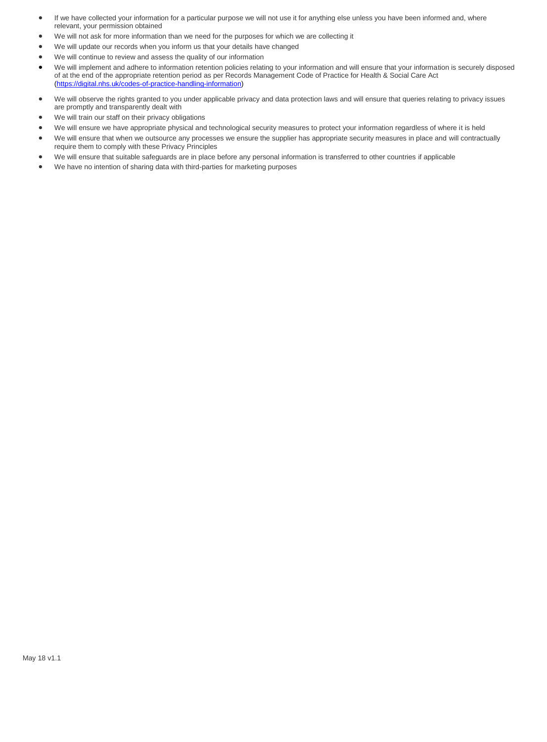- If we have collected your information for a particular purpose we will not use it for anything else unless you have been informed and, where relevant, your permission obtained
- We will not ask for more information than we need for the purposes for which we are collecting it
- We will update our records when you inform us that your details have changed
- We will continue to review and assess the quality of our information
- We will implement and adhere to information retention policies relating to your information and will ensure that your information is securely disposed of at the end of the appropriate retention period as per Records Management Code of Practice for Health & Social Care Act (https://digital.nhs.uk/codes-of-practice-handling-information)
- We will observe the rights granted to you under applicable privacy and data protection laws and will ensure that queries relating to privacy issues are promptly and transparently dealt with
- We will train our staff on their privacy obligations
- We will ensure we have appropriate physical and technological security measures to protect your information regardless of where it is held
- We will ensure that when we outsource any processes we ensure the supplier has appropriate security measures in place and will contractually require them to comply with these Privacy Principles
- We will ensure that suitable safeguards are in place before any personal information is transferred to other countries if applicable
- We have no intention of sharing data with third-parties for marketing purposes

May 18 v1.1